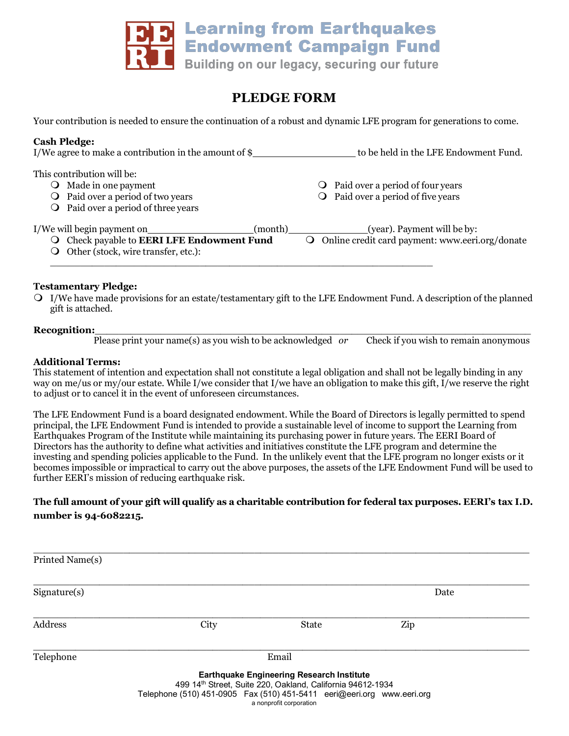# Learning from Earthquakes Endowment Campaign Fund

Building on our legacy, securing our future

## PLEDGE FORM

Your contribution is needed to ensure the continuation of a robust and dynamic LFE program for generations to come.

**Cash Pledge:**

I/We agree to make a contribution in the amount of $_________________ to be held in the LFE Endowment Fund.

This contribution will be:

- ❍ Made in one payment
- ❍ Paid over a period of two years
- ❍ Paid over a period of three years
- ❍ Paid over a period of four years
- ❍ Paid over a period of five years

I/We will begin payment on_________________(month)_____________(year). Payment will be by:

- ❍ Check payable to **EERI LFE Endowment Fund**
- ❍ Online credit card payment: www.eeri.org/donate
- ❍ Other (stock, wire transfer, etc.): _______________________________________________

**Testamentary Pledge:**

- ❍ I/We have made provisions for an estate/testamentary gift to the LFE Endowment Fund. A description of the planned gift is attached.

**Recognition:**______________________________________________________________

Please print your name(s) as you wish to be acknowledged *or* Check if you wish to remain anonymous

**Additional Terms:**

This statement of intention and expectation shall not constitute a legal obligation and shall not be legally binding in any way on me/us or my/our estate. While I/we consider that I/we have an obligation to make this gift, I/we reserve the right to adjust or to cancel it in the event of unforeseen circumstances.

The LFE Endowment Fund is a board designated endowment. While the Board of Directors is legally permitted to spend principal, the LFE Endowment Fund is intended to provide a sustainable level of income to support the Learning from Earthquakes Program of the Institute while maintaining its purchasing power in future years. The EERI Board of Directors has the authority to define what activities and initiatives constitute the LFE program and determine the investing and spending policies applicable to the Fund. In the unlikely event that the LFE program no longer exists or it becomes impossible or impractical to carry out the above purposes, the assets of the LFE Endowment Fund will be used to further EERI's mission of reducing earthquake risk.

**The full amount of your gift will qualify as a charitable contribution for federal tax purposes. EERI's tax I.D. number is 94-6082215.**

______________________________________________________________________
Printed Name(s)

______________________________________________________________________
Signature(s) Date

______________________________________________________________________
Address City State Zip

______________________________________________________________________
Telephone Email

**Earthquake Engineering Research Institute**
499 14th Street, Suite 220, Oakland, California 94612-1934
Telephone (510) 451-0905 Fax (510) 451-5411 eeri@eeri.org www.eeri.org
a nonprofit corporation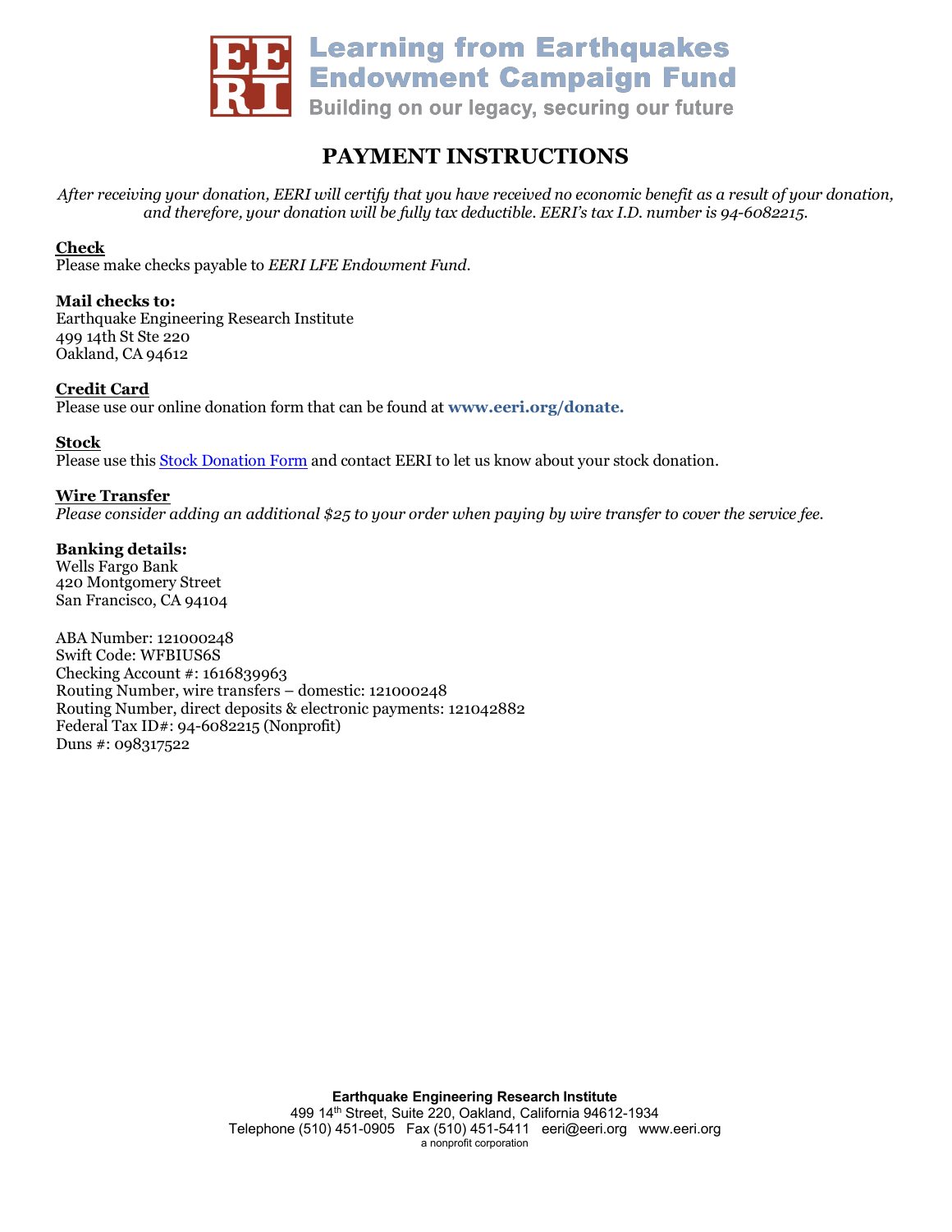# Learning from Earthquakes Endowment Campaign Fund

Building on our legacy, securing our future

## PAYMENT INSTRUCTIONS

*After receiving your donation, EERI will certify that you have received no economic benefit as a result of your donation, and therefore, your donation will be fully tax deductible. EERI's tax I.D. number is 94-6082215.*

**Check**

Please make checks payable to *EERI LFE Endowment Fund*.

**Mail checks to:**

Earthquake Engineering Research Institute
499 14th St Ste 220
Oakland, CA 94612

**Credit Card**

Please use our online donation form that can be found at **www.eeri.org/donate.**

**Stock**

Please use this Stock Donation Form and contact EERI to let us know about your stock donation.

**Wire Transfer**

*Please consider adding an additional $25 to your order when paying by wire transfer to cover the service fee.*

**Banking details:**

Wells Fargo Bank
420 Montgomery Street
San Francisco, CA 94104

ABA Number: 121000248
Swift Code: WFBIUS6S
Checking Account #: 1616839963
Routing Number, wire transfers – domestic: 121000248
Routing Number, direct deposits & electronic payments: 121042882
Federal Tax ID#: 94-6082215 (Nonprofit)
Duns #: 098317522

**Earthquake Engineering Research Institute**
499 14th Street, Suite 220, Oakland, California 94612-1934
Telephone (510) 451-0905 Fax (510) 451-5411 eeri@eeri.org www.eeri.org
a nonprofit corporation